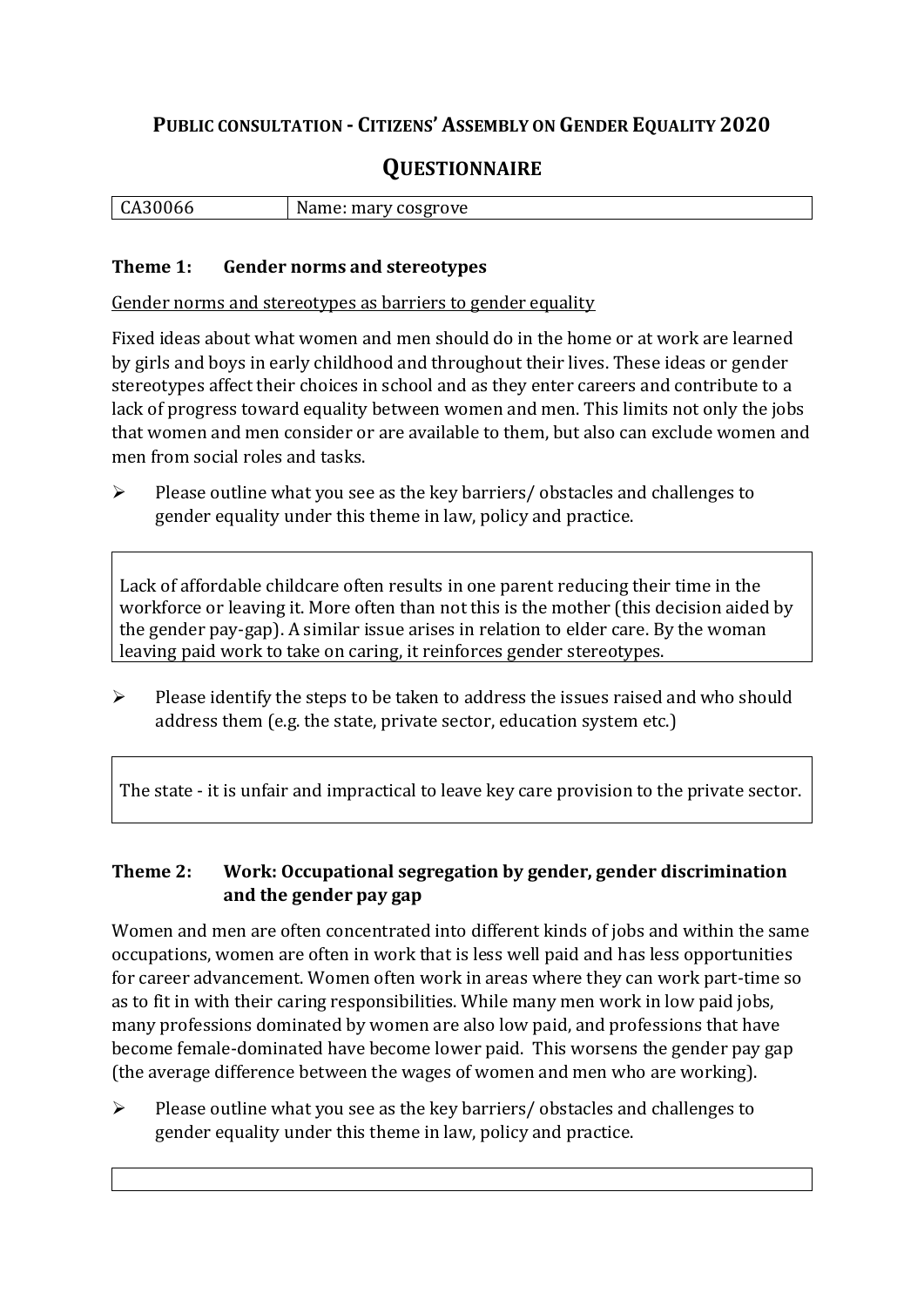# Public consultation - Citizens' Assembly on Gender Equality 2020

## Questionnaire

| CA30066 | Name: mary cosgrove |
|---|---|

### Theme 1: Gender norms and stereotypes

Gender norms and stereotypes as barriers to gender equality

Fixed ideas about what women and men should do in the home or at work are learned by girls and boys in early childhood and throughout their lives. These ideas or gender stereotypes affect their choices in school and as they enter careers and contribute to a lack of progress toward equality between women and men. This limits not only the jobs that women and men consider or are available to them, but also can exclude women and men from social roles and tasks.

- Please outline what you see as the key barriers/ obstacles and challenges to gender equality under this theme in law, policy and practice.

> Lack of affordable childcare often results in one parent reducing their time in the workforce or leaving it. More often than not this is the mother (this decision aided by the gender pay-gap). A similar issue arises in relation to elder care. By the woman leaving paid work to take on caring, it reinforces gender stereotypes.

- Please identify the steps to be taken to address the issues raised and who should address them (e.g. the state, private sector, education system etc.)

> The state - it is unfair and impractical to leave key care provision to the private sector.

### Theme 2: Work: Occupational segregation by gender, gender discrimination and the gender pay gap

Women and men are often concentrated into different kinds of jobs and within the same occupations, women are often in work that is less well paid and has less opportunities for career advancement. Women often work in areas where they can work part-time so as to fit in with their caring responsibilities. While many men work in low paid jobs, many professions dominated by women are also low paid, and professions that have become female-dominated have become lower paid. This worsens the gender pay gap (the average difference between the wages of women and men who are working).

- Please outline what you see as the key barriers/ obstacles and challenges to gender equality under this theme in law, policy and practice.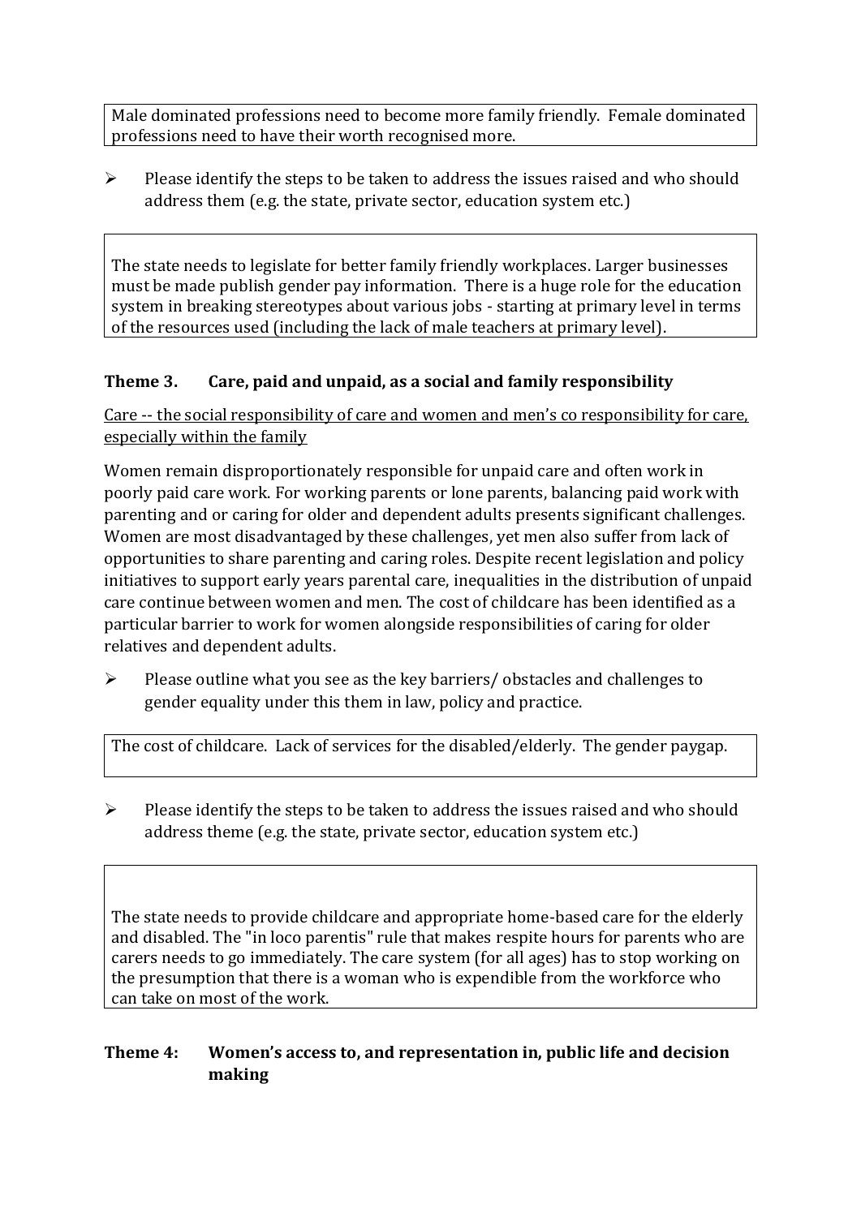Male dominated professions need to become more family friendly. Female dominated professions need to have their worth recognised more.

- Please identify the steps to be taken to address the issues raised and who should address them (e.g. the state, private sector, education system etc.)

The state needs to legislate for better family friendly workplaces. Larger businesses must be made publish gender pay information. There is a huge role for the education system in breaking stereotypes about various jobs - starting at primary level in terms of the resources used (including the lack of male teachers at primary level).

## Theme 3. Care, paid and unpaid, as a social and family responsibility

Care -- the social responsibility of care and women and men's co responsibility for care, especially within the family

Women remain disproportionately responsible for unpaid care and often work in poorly paid care work. For working parents or lone parents, balancing paid work with parenting and or caring for older and dependent adults presents significant challenges. Women are most disadvantaged by these challenges, yet men also suffer from lack of opportunities to share parenting and caring roles. Despite recent legislation and policy initiatives to support early years parental care, inequalities in the distribution of unpaid care continue between women and men. The cost of childcare has been identified as a particular barrier to work for women alongside responsibilities of caring for older relatives and dependent adults.

- Please outline what you see as the key barriers/ obstacles and challenges to gender equality under this them in law, policy and practice.

The cost of childcare. Lack of services for the disabled/elderly. The gender paygap.

- Please identify the steps to be taken to address the issues raised and who should address theme (e.g. the state, private sector, education system etc.)

The state needs to provide childcare and appropriate home-based care for the elderly and disabled. The "in loco parentis" rule that makes respite hours for parents who are carers needs to go immediately. The care system (for all ages) has to stop working on the presumption that there is a woman who is expendible from the workforce who can take on most of the work.

## Theme 4: Women's access to, and representation in, public life and decision making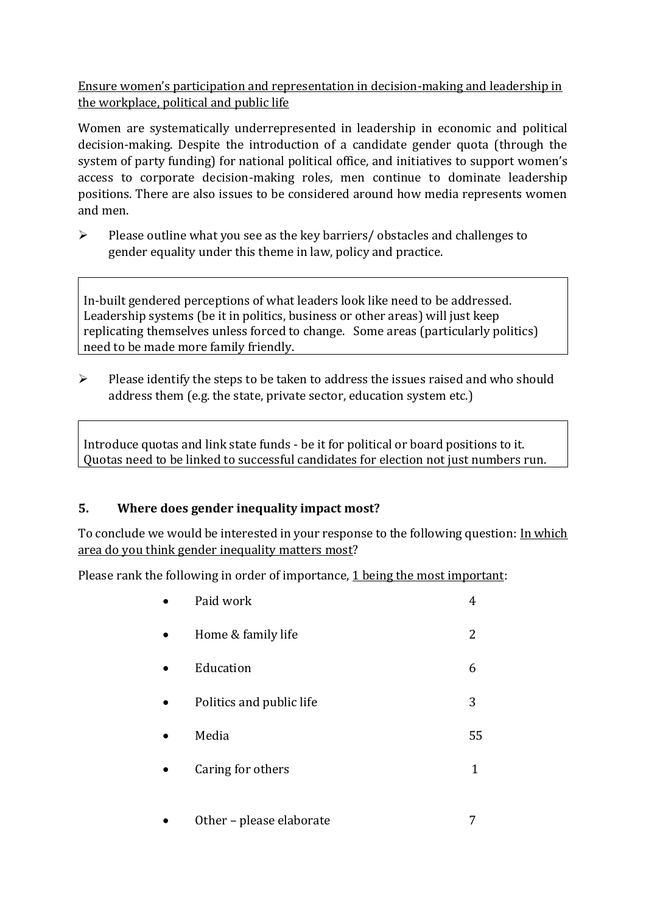<u>Ensure women's participation and representation in decision-making and leadership in the workplace, political and public life</u>

Women are systematically underrepresented in leadership in economic and political decision-making. Despite the introduction of a candidate gender quota (through the system of party funding) for national political office, and initiatives to support women's access to corporate decision-making roles, men continue to dominate leadership positions. There are also issues to be considered around how media represents women and men.

- Please outline what you see as the key barriers/ obstacles and challenges to gender equality under this theme in law, policy and practice.

> In-built gendered perceptions of what leaders look like need to be addressed. Leadership systems (be it in politics, business or other areas) will just keep replicating themselves unless forced to change. Some areas (particularly politics) need to be made more family friendly.

- Please identify the steps to be taken to address the issues raised and who should address them (e.g. the state, private sector, education system etc.)

> Introduce quotas and link state funds - be it for political or board positions to it. Quotas need to be linked to successful candidates for election not just numbers run.

## 5. Where does gender inequality impact most?

To conclude we would be interested in your response to the following question: <u>In which area do you think gender inequality matters most</u>?

Please rank the following in order of importance, <u>1 being the most important</u>:

- Paid work 4
- Home & family life 2
- Education 6
- Politics and public life 3
- Media 55
- Caring for others 1
- Other – please elaborate 7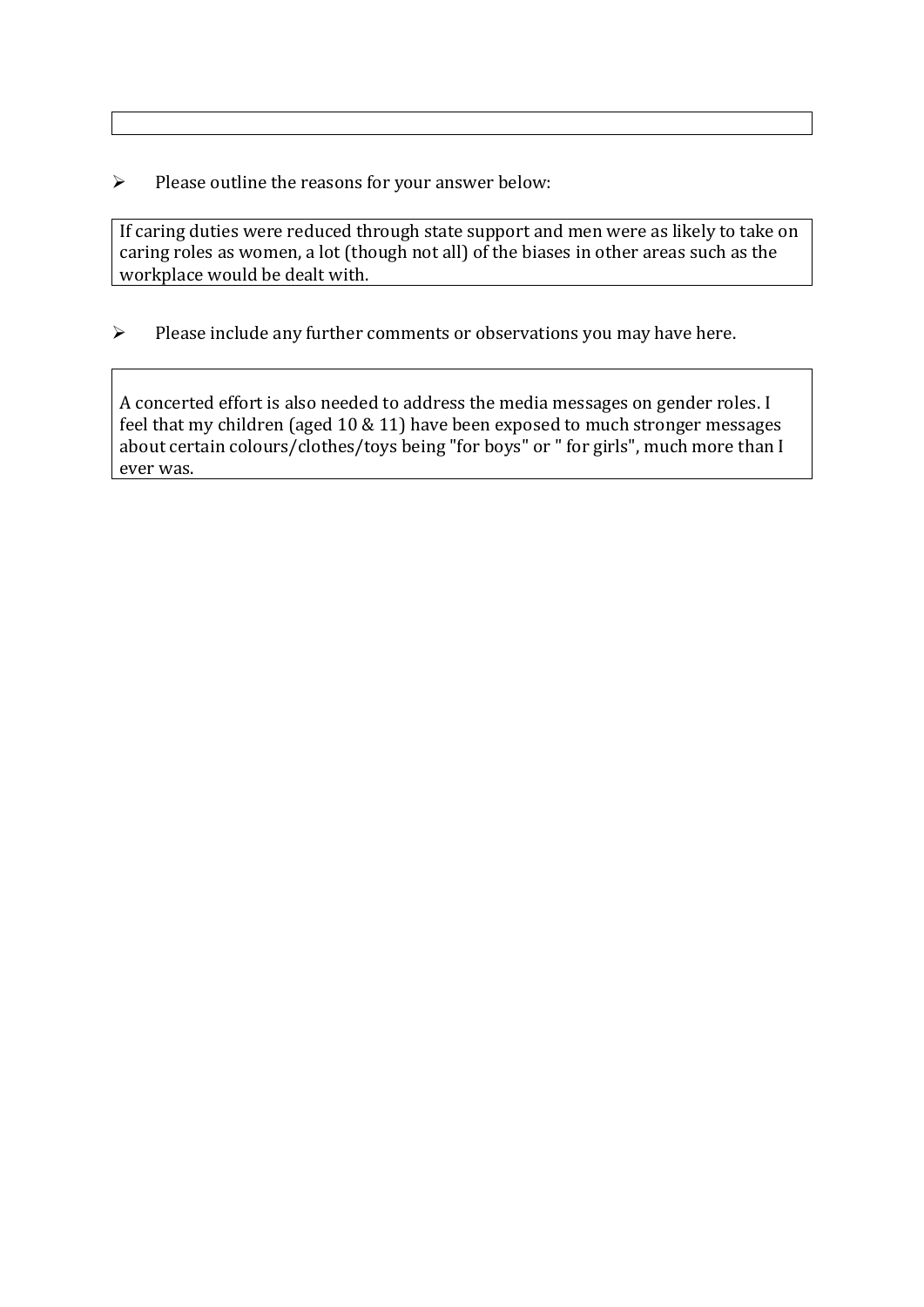- Please outline the reasons for your answer below:

If caring duties were reduced through state support and men were as likely to take on caring roles as women, a lot (though not all) of the biases in other areas such as the workplace would be dealt with.

- Please include any further comments or observations you may have here.

A concerted effort is also needed to address the media messages on gender roles. I feel that my children (aged 10 & 11) have been exposed to much stronger messages about certain colours/clothes/toys being "for boys" or " for girls", much more than I ever was.